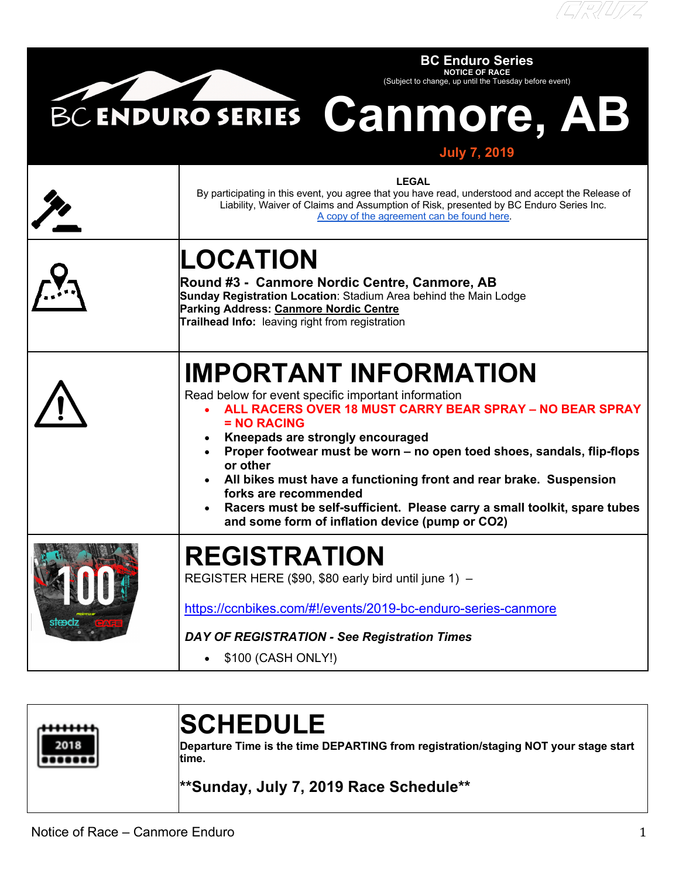# BC Enduro Series

**NOTICE OF RACE**

(Subject to change, up until the Tuesday before event)

# Canmore, AB

**July 7, 2019**

**LEGAL**

By participating in this event, you agree that you have read, understood and accept the Release of Liability, Waiver of Claims and Assumption of Risk, presented by BC Enduro Series Inc. A copy of the agreement can be found here.

## LOCATION

**Round #3 - Canmore Nordic Centre, Canmore, AB**

**Sunday Registration Location**: Stadium Area behind the Main Lodge

**Parking Address: Canmore Nordic Centre**

**Trailhead Info:** leaving right from registration

## IMPORTANT INFORMATION

Read below for event specific important information

- **ALL RACERS OVER 18 MUST CARRY BEAR SPRAY – NO BEAR SPRAY = NO RACING**
- **Kneepads are strongly encouraged**
- **Proper footwear must be worn – no open toed shoes, sandals, flip-flops or other**
- **All bikes must have a functioning front and rear brake. Suspension forks are recommended**
- **Racers must be self-sufficient. Please carry a small toolkit, spare tubes and some form of inflation device (pump or CO2)**

## REGISTRATION

REGISTER HERE ($90, $80 early bird until june 1) –

https://ccnbikes.com/#!/events/2019-bc-enduro-series-canmore

***DAY OF REGISTRATION - See Registration Times***

- $100 (CASH ONLY!)

## SCHEDULE

**Departure Time is the time DEPARTING from registration/staging NOT your stage start time.**

**\*\*Sunday, July 7, 2019 Race Schedule\*\***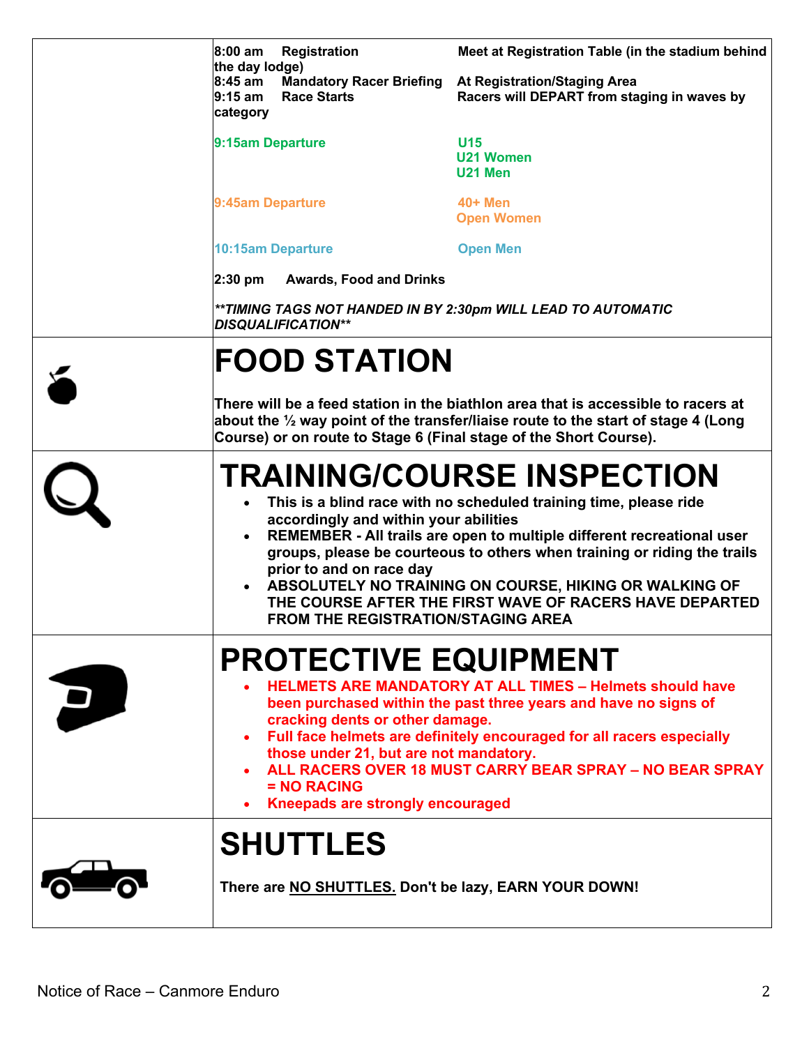| Time | Event | Details |
| --- | --- | --- |
| 8:00 am | Registration | Meet at Registration Table (in the stadium behind the day lodge) |
| 8:45 am | Mandatory Racer Briefing | At Registration/Staging Area |
| 9:15 am | Race Starts | Racers will DEPART from staging in waves by category |

**9:15am Departure** — U15, U21 Women, U21 Men

**9:45am Departure** — 40+ Men, Open Women

**10:15am Departure** — Open Men

**2:30 pm** **Awards, Food and Drinks**

***\*\*TIMING TAGS NOT HANDED IN BY 2:30pm WILL LEAD TO AUTOMATIC DISQUALIFICATION\*\****

# FOOD STATION

**There will be a feed station in the biathlon area that is accessible to racers at about the ½ way point of the transfer/liaise route to the start of stage 4 (Long Course) or on route to Stage 6 (Final stage of the Short Course).**

# TRAINING/COURSE INSPECTION

- **This is a blind race with no scheduled training time, please ride accordingly and within your abilities**
- **REMEMBER - All trails are open to multiple different recreational user groups, please be courteous to others when training or riding the trails prior to and on race day**
- **ABSOLUTELY NO TRAINING ON COURSE, HIKING OR WALKING OF THE COURSE AFTER THE FIRST WAVE OF RACERS HAVE DEPARTED FROM THE REGISTRATION/STAGING AREA**

# PROTECTIVE EQUIPMENT

- **HELMETS ARE MANDATORY AT ALL TIMES – Helmets should have been purchased within the past three years and have no signs of cracking dents or other damage.**
- **Full face helmets are definitely encouraged for all racers especially those under 21, but are not mandatory.**
- **ALL RACERS OVER 18 MUST CARRY BEAR SPRAY – NO BEAR SPRAY = NO RACING**
- **Kneepads are strongly encouraged**

# SHUTTLES

**There are NO SHUTTLES. Don't be lazy, EARN YOUR DOWN!**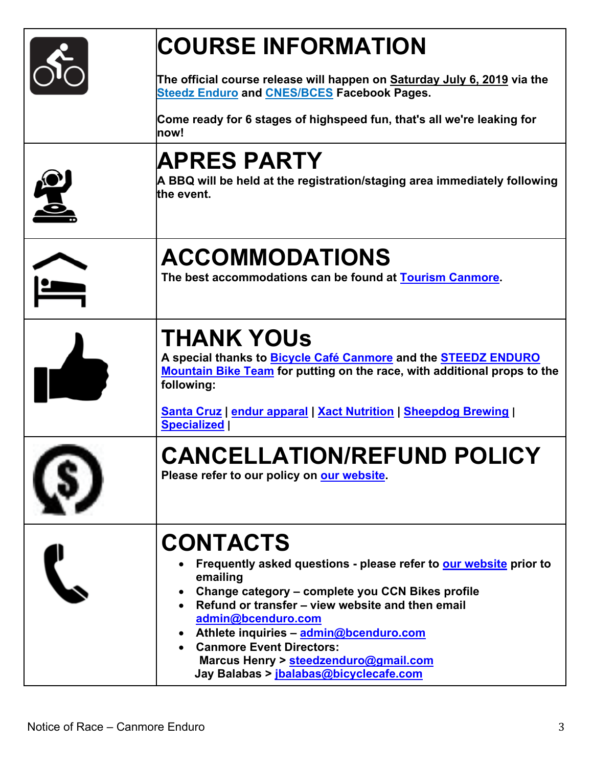# COURSE INFORMATION

**The official course release will happen on Saturday July 6, 2019 via the Steedz Enduro and CNES/BCES Facebook Pages.**

**Come ready for 6 stages of highspeed fun, that's all we're leaking for now!**

# APRES PARTY

**A BBQ will be held at the registration/staging area immediately following the event.**

# ACCOMMODATIONS

**The best accommodations can be found at Tourism Canmore.**

# THANK YOUs

**A special thanks to Bicycle Café Canmore and the STEEDZ ENDURO Mountain Bike Team for putting on the race, with additional props to the following:**

**Santa Cruz | endur apparal | Xact Nutrition | Sheepdog Brewing | Specialized |**

# CANCELLATION/REFUND POLICY

**Please refer to our policy on our website.**

# CONTACTS

- **Frequently asked questions - please refer to our website prior to emailing**
- **Change category – complete you CCN Bikes profile**
- **Refund or transfer – view website and then email admin@bcenduro.com**
- **Athlete inquiries – admin@bcenduro.com**
- **Canmore Event Directors:**
  **Marcus Henry > steedzenduro@gmail.com**
  **Jay Balabas > jbalabas@bicyclecafe.com**